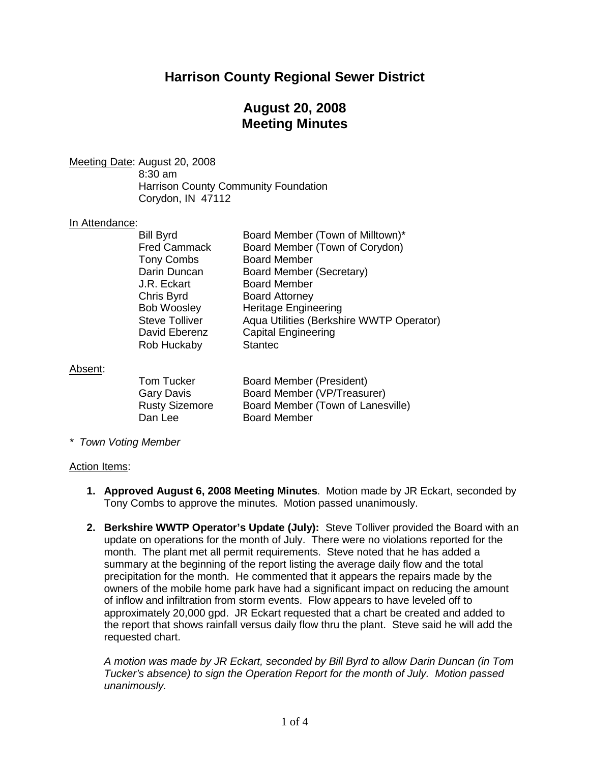# Harrison County Regional Sewer District

## August 20, 2008
## Meeting Minutes

Meeting Date: August 20, 2008
8:30 am
Harrison County Community Foundation
Corydon, IN 47112

In Attendance:

| | |
|---|---|
| Bill Byrd | Board Member (Town of Milltown)* |
| Fred Cammack | Board Member (Town of Corydon) |
| Tony Combs | Board Member |
| Darin Duncan | Board Member (Secretary) |
| J.R. Eckart | Board Member |
| Chris Byrd | Board Attorney |
| Bob Woosley | Heritage Engineering |
| Steve Tolliver | Aqua Utilities (Berkshire WWTP Operator) |
| David Eberenz | Capital Engineering |
| Rob Huckaby | Stantec |

Absent:

| | |
|---|---|
| Tom Tucker | Board Member (President) |
| Gary Davis | Board Member (VP/Treasurer) |
| Rusty Sizemore | Board Member (Town of Lanesville) |
| Dan Lee | Board Member |

*\* Town Voting Member*

Action Items:

1. **Approved August 6, 2008 Meeting Minutes**. Motion made by JR Eckart, seconded by Tony Combs to approve the minutes. Motion passed unanimously.

2. **Berkshire WWTP Operator's Update (July):** Steve Tolliver provided the Board with an update on operations for the month of July. There were no violations reported for the month. The plant met all permit requirements. Steve noted that he has added a summary at the beginning of the report listing the average daily flow and the total precipitation for the month. He commented that it appears the repairs made by the owners of the mobile home park have had a significant impact on reducing the amount of inflow and infiltration from storm events. Flow appears to have leveled off to approximately 20,000 gpd. JR Eckart requested that a chart be created and added to the report that shows rainfall versus daily flow thru the plant. Steve said he will add the requested chart.

   *A motion was made by JR Eckart, seconded by Bill Byrd to allow Darin Duncan (in Tom Tucker's absence) to sign the Operation Report for the month of July. Motion passed unanimously.*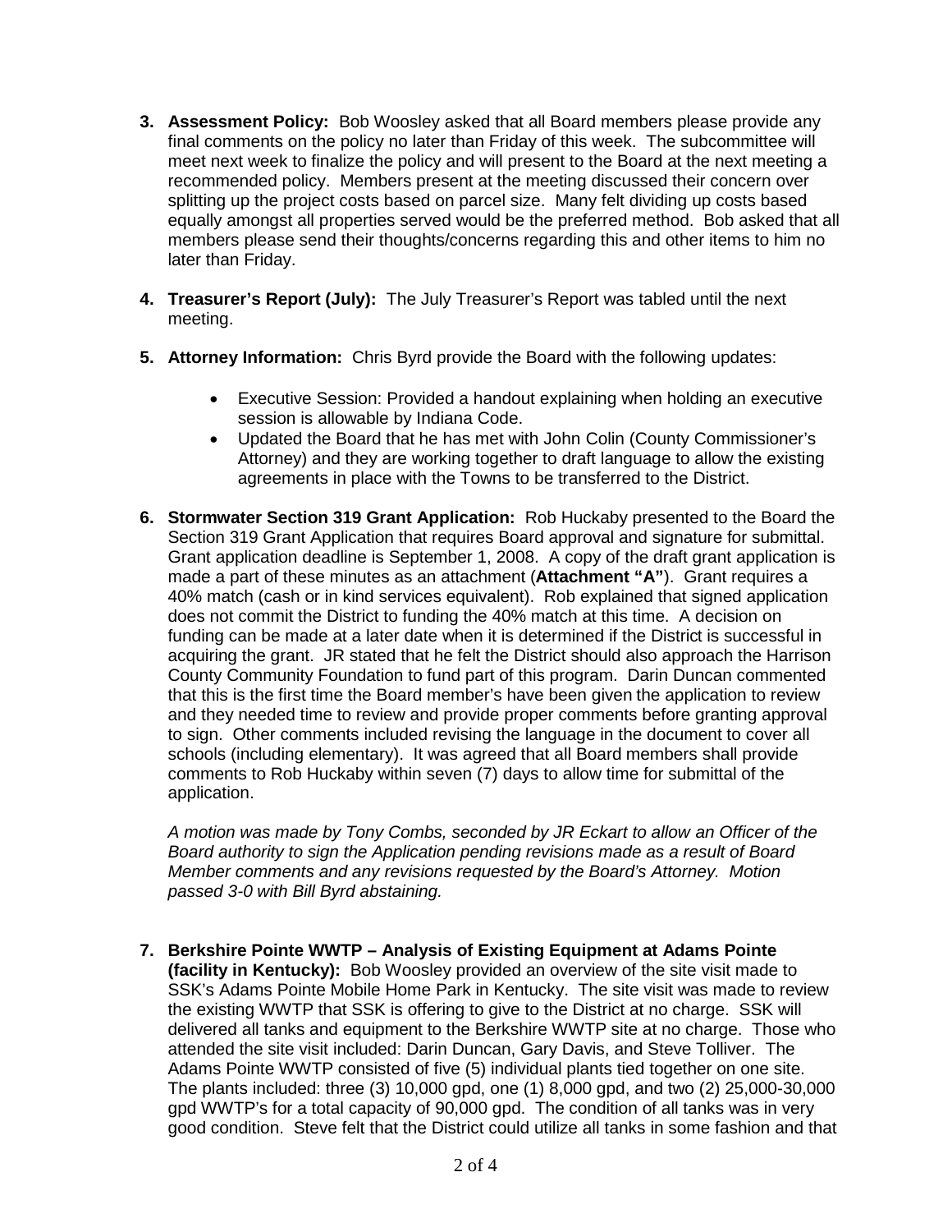3. **Assessment Policy:** Bob Woosley asked that all Board members please provide any final comments on the policy no later than Friday of this week. The subcommittee will meet next week to finalize the policy and will present to the Board at the next meeting a recommended policy. Members present at the meeting discussed their concern over splitting up the project costs based on parcel size. Many felt dividing up costs based equally amongst all properties served would be the preferred method. Bob asked that all members please send their thoughts/concerns regarding this and other items to him no later than Friday.

4. **Treasurer's Report (July):** The July Treasurer's Report was tabled until the next meeting.

5. **Attorney Information:** Chris Byrd provide the Board with the following updates:

   - Executive Session: Provided a handout explaining when holding an executive session is allowable by Indiana Code.
   - Updated the Board that he has met with John Colin (County Commissioner's Attorney) and they are working together to draft language to allow the existing agreements in place with the Towns to be transferred to the District.

6. **Stormwater Section 319 Grant Application:** Rob Huckaby presented to the Board the Section 319 Grant Application that requires Board approval and signature for submittal. Grant application deadline is September 1, 2008. A copy of the draft grant application is made a part of these minutes as an attachment (**Attachment "A"**). Grant requires a 40% match (cash or in kind services equivalent). Rob explained that signed application does not commit the District to funding the 40% match at this time. A decision on funding can be made at a later date when it is determined if the District is successful in acquiring the grant. JR stated that he felt the District should also approach the Harrison County Community Foundation to fund part of this program. Darin Duncan commented that this is the first time the Board member's have been given the application to review and they needed time to review and provide proper comments before granting approval to sign. Other comments included revising the language in the document to cover all schools (including elementary). It was agreed that all Board members shall provide comments to Rob Huckaby within seven (7) days to allow time for submittal of the application.

   *A motion was made by Tony Combs, seconded by JR Eckart to allow an Officer of the Board authority to sign the Application pending revisions made as a result of Board Member comments and any revisions requested by the Board's Attorney. Motion passed 3-0 with Bill Byrd abstaining.*

7. **Berkshire Pointe WWTP – Analysis of Existing Equipment at Adams Pointe (facility in Kentucky):** Bob Woosley provided an overview of the site visit made to SSK's Adams Pointe Mobile Home Park in Kentucky. The site visit was made to review the existing WWTP that SSK is offering to give to the District at no charge. SSK will delivered all tanks and equipment to the Berkshire WWTP site at no charge. Those who attended the site visit included: Darin Duncan, Gary Davis, and Steve Tolliver. The Adams Pointe WWTP consisted of five (5) individual plants tied together on one site. The plants included: three (3) 10,000 gpd, one (1) 8,000 gpd, and two (2) 25,000-30,000 gpd WWTP's for a total capacity of 90,000 gpd. The condition of all tanks was in very good condition. Steve felt that the District could utilize all tanks in some fashion and that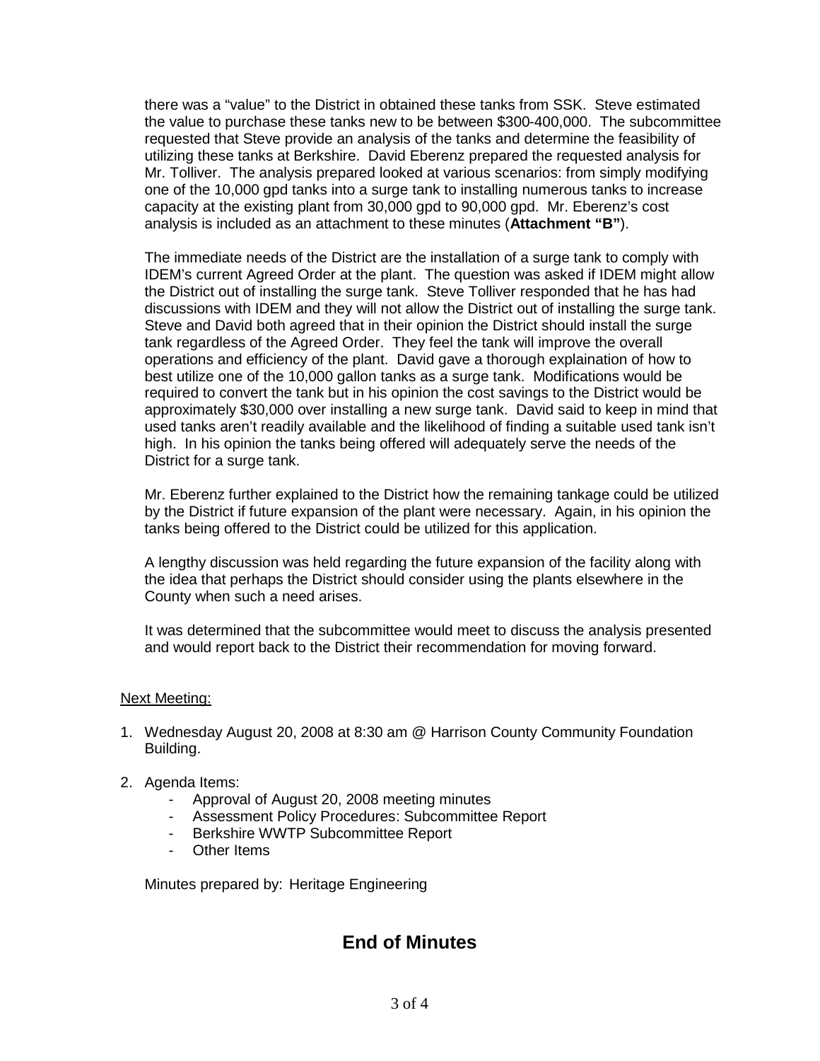there was a “value” to the District in obtained these tanks from SSK. Steve estimated the value to purchase these tanks new to be between $300-400,000. The subcommittee requested that Steve provide an analysis of the tanks and determine the feasibility of utilizing these tanks at Berkshire. David Eberenz prepared the requested analysis for Mr. Tolliver. The analysis prepared looked at various scenarios: from simply modifying one of the 10,000 gpd tanks into a surge tank to installing numerous tanks to increase capacity at the existing plant from 30,000 gpd to 90,000 gpd. Mr. Eberenz’s cost analysis is included as an attachment to these minutes (**Attachment “B”**).

The immediate needs of the District are the installation of a surge tank to comply with IDEM’s current Agreed Order at the plant. The question was asked if IDEM might allow the District out of installing the surge tank. Steve Tolliver responded that he has had discussions with IDEM and they will not allow the District out of installing the surge tank. Steve and David both agreed that in their opinion the District should install the surge tank regardless of the Agreed Order. They feel the tank will improve the overall operations and efficiency of the plant. David gave a thorough explaination of how to best utilize one of the 10,000 gallon tanks as a surge tank. Modifications would be required to convert the tank but in his opinion the cost savings to the District would be approximately $30,000 over installing a new surge tank. David said to keep in mind that used tanks aren’t readily available and the likelihood of finding a suitable used tank isn’t high. In his opinion the tanks being offered will adequately serve the needs of the District for a surge tank.

Mr. Eberenz further explained to the District how the remaining tankage could be utilized by the District if future expansion of the plant were necessary. Again, in his opinion the tanks being offered to the District could be utilized for this application.

A lengthy discussion was held regarding the future expansion of the facility along with the idea that perhaps the District should consider using the plants elsewhere in the County when such a need arises.

It was determined that the subcommittee would meet to discuss the analysis presented and would report back to the District their recommendation for moving forward.

<u>Next Meeting:</u>

1. Wednesday August 20, 2008 at 8:30 am @ Harrison County Community Foundation Building.

2. Agenda Items:
   - Approval of August 20, 2008 meeting minutes
   - Assessment Policy Procedures: Subcommittee Report
   - Berkshire WWTP Subcommittee Report
   - Other Items

Minutes prepared by: Heritage Engineering

## End of Minutes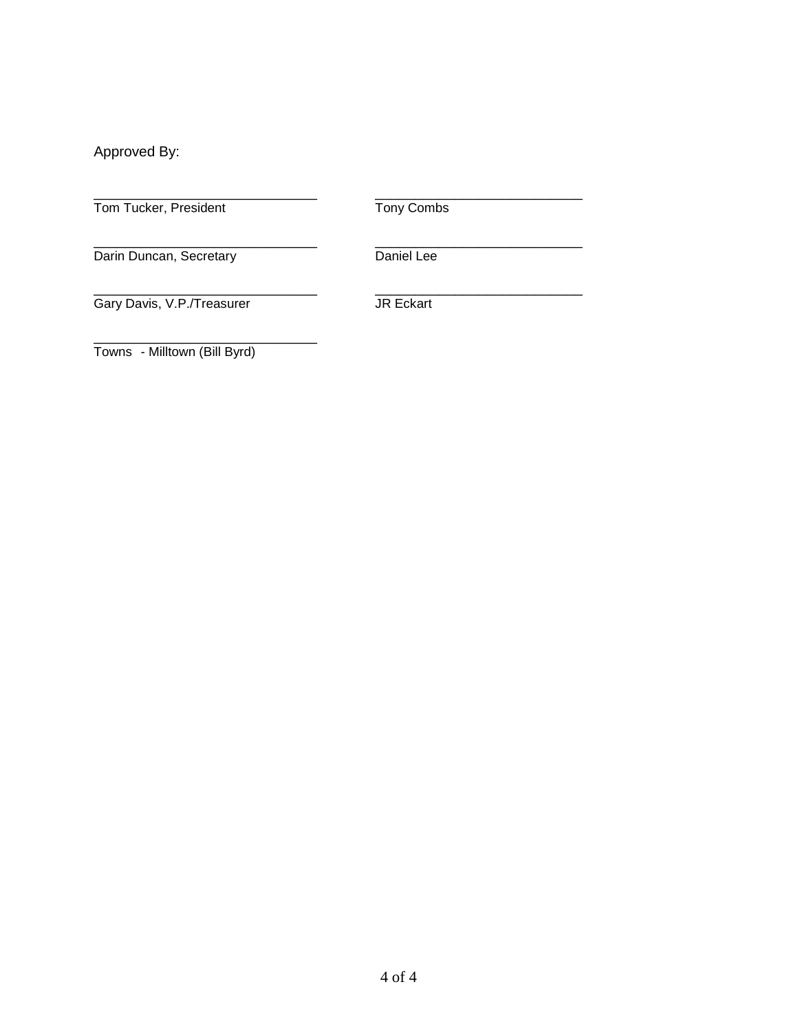Approved By:

\_\_\_\_\_\_\_\_\_\_\_\_\_\_\_\_\_\_\_\_\_\_\_\_\_\_\_\_\_\_
Tom Tucker, President

\_\_\_\_\_\_\_\_\_\_\_\_\_\_\_\_\_\_\_\_\_\_\_\_\_\_\_\_\_\_
Darin Duncan, Secretary

\_\_\_\_\_\_\_\_\_\_\_\_\_\_\_\_\_\_\_\_\_\_\_\_\_\_\_\_\_\_
Gary Davis, V.P./Treasurer

\_\_\_\_\_\_\_\_\_\_\_\_\_\_\_\_\_\_\_\_\_\_\_\_\_\_\_\_\_\_
Towns - Milltown (Bill Byrd)

\_\_\_\_\_\_\_\_\_\_\_\_\_\_\_\_\_\_\_\_\_\_\_\_\_\_\_\_\_\_
Tony Combs

\_\_\_\_\_\_\_\_\_\_\_\_\_\_\_\_\_\_\_\_\_\_\_\_\_\_\_\_\_\_
Daniel Lee

\_\_\_\_\_\_\_\_\_\_\_\_\_\_\_\_\_\_\_\_\_\_\_\_\_\_\_\_\_\_
JR Eckart